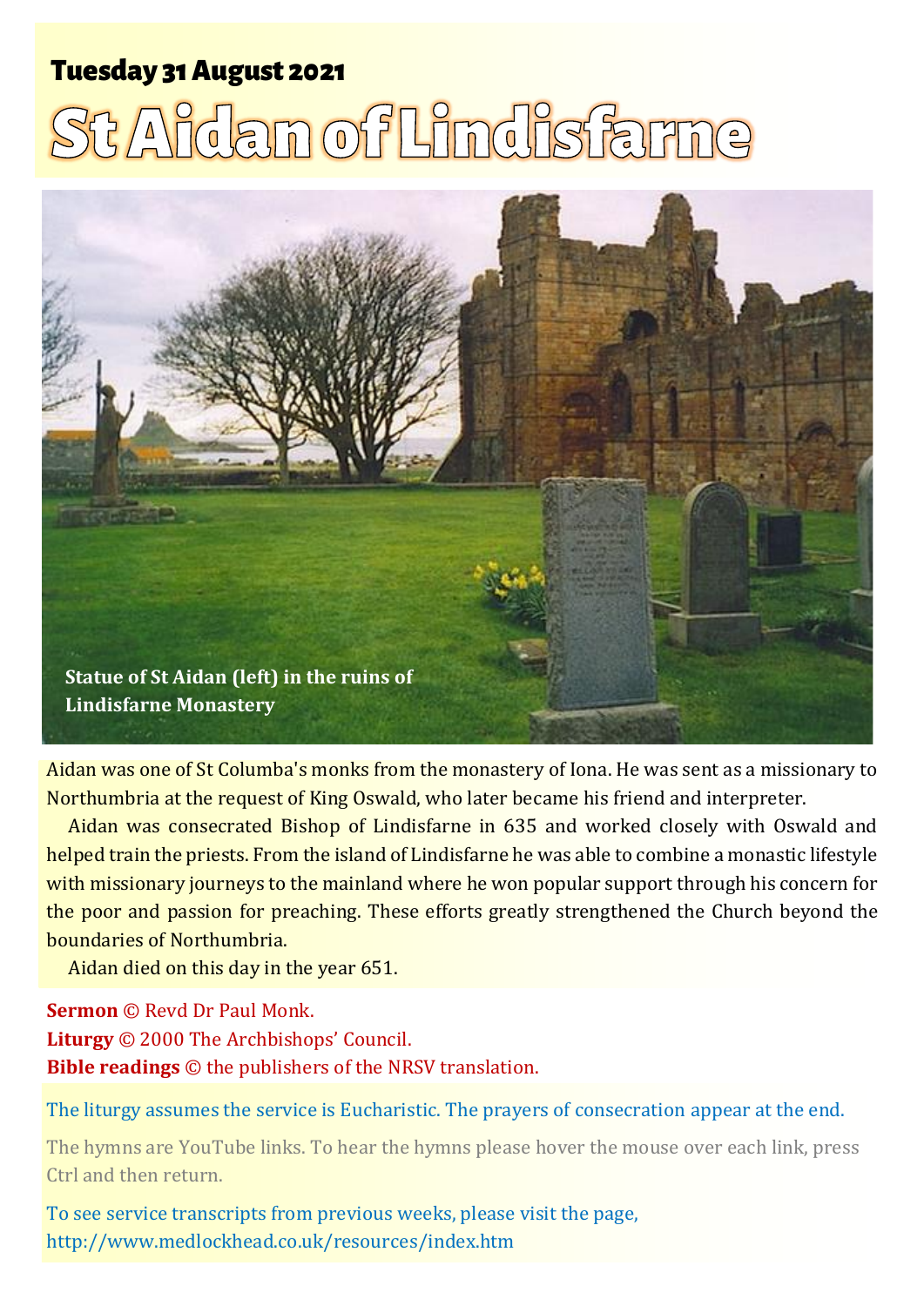**Tuesday 31 August 2021**

# St Aidan of Lindisfarne

**Statue of St Aidan (left) in the ruins of Lindisfarne Monastery**

Aidan was one of St Columba's monks from the monastery of Iona. He was sent as a missionary to Northumbria at the request of King Oswald, who later became his friend and interpreter.

Aidan was consecrated Bishop of Lindisfarne in 635 and worked closely with Oswald and helped train the priests. From the island of Lindisfarne he was able to combine a monastic lifestyle with missionary journeys to the mainland where he won popular support through his concern for the poor and passion for preaching. These efforts greatly strengthened the Church beyond the boundaries of Northumbria.

Aidan died on this day in the year 651.

**Sermon** © Revd Dr Paul Monk.
**Liturgy** © 2000 The Archbishops' Council.
**Bible readings** © the publishers of the NRSV translation.

The liturgy assumes the service is Eucharistic. The prayers of consecration appear at the end.

The hymns are YouTube links. To hear the hymns please hover the mouse over each link, press Ctrl and then return.

To see service transcripts from previous weeks, please visit the page, http://www.medlockhead.co.uk/resources/index.htm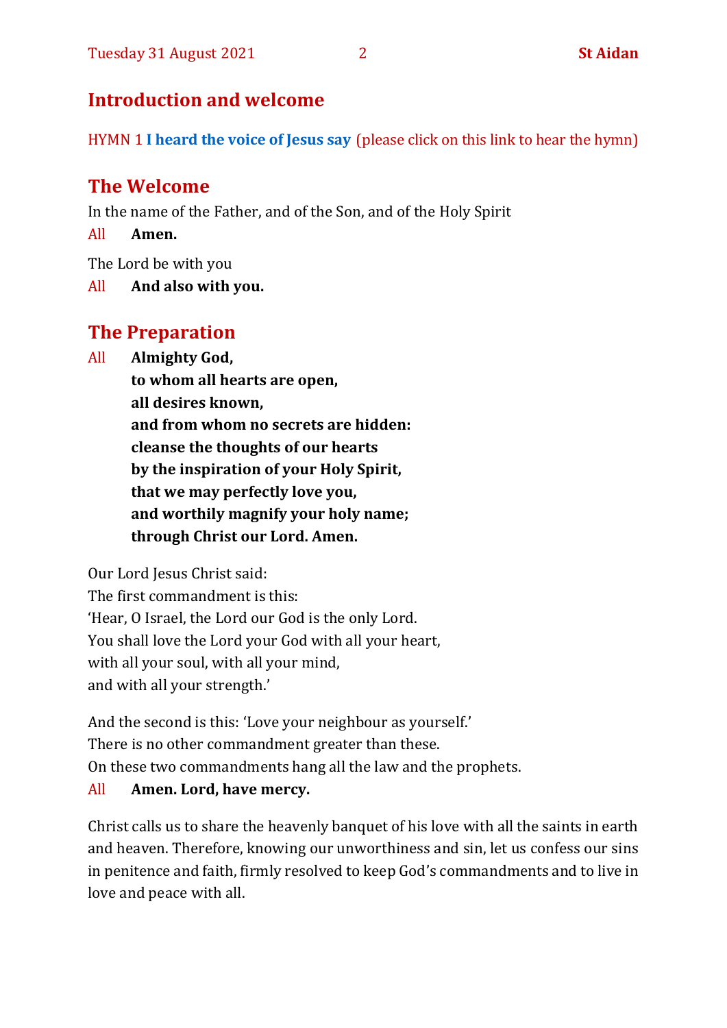## Introduction and welcome

HYMN 1 **I heard the voice of Jesus say** (please click on this link to hear the hymn)

## The Welcome

In the name of the Father, and of the Son, and of the Holy Spirit

All **Amen.**

The Lord be with you

All **And also with you.**

## The Preparation

All **Almighty God,**
**to whom all hearts are open,**
**all desires known,**
**and from whom no secrets are hidden:**
**cleanse the thoughts of our hearts**
**by the inspiration of your Holy Spirit,**
**that we may perfectly love you,**
**and worthily magnify your holy name;**
**through Christ our Lord. Amen.**

Our Lord Jesus Christ said:
The first commandment is this:
'Hear, O Israel, the Lord our God is the only Lord.
You shall love the Lord your God with all your heart,
with all your soul, with all your mind,
and with all your strength.'

And the second is this: 'Love your neighbour as yourself.'
There is no other commandment greater than these.
On these two commandments hang all the law and the prophets.

All **Amen. Lord, have mercy.**

Christ calls us to share the heavenly banquet of his love with all the saints in earth and heaven. Therefore, knowing our unworthiness and sin, let us confess our sins in penitence and faith, firmly resolved to keep God's commandments and to live in love and peace with all.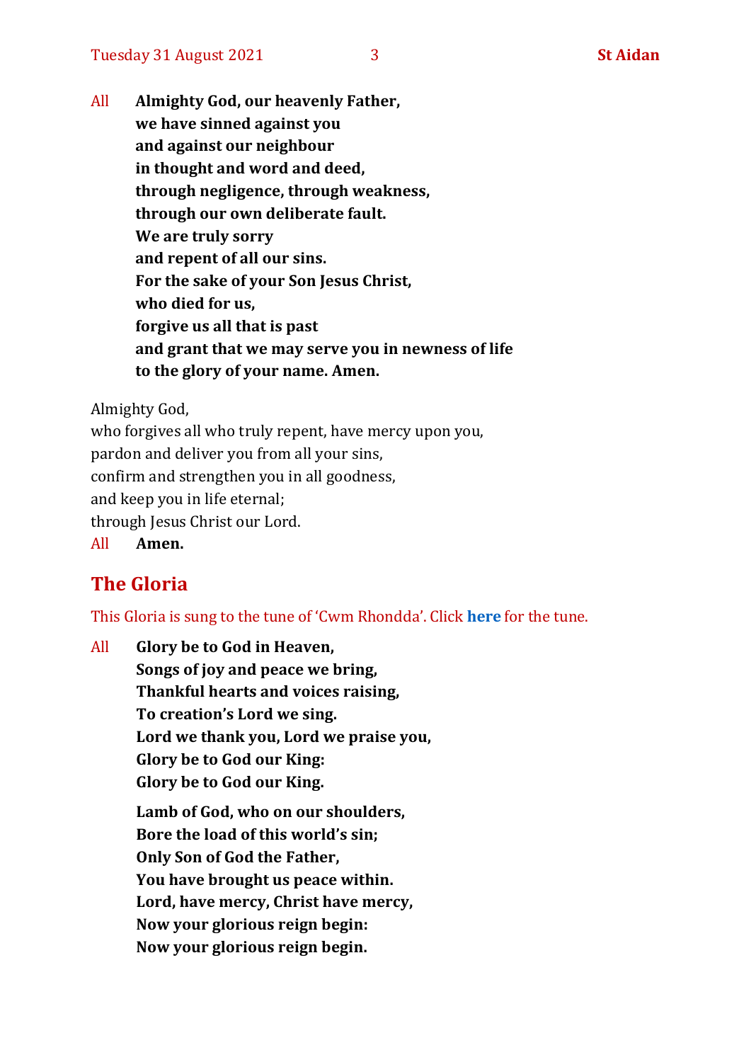All **Almighty God, our heavenly Father,**
**we have sinned against you**
**and against our neighbour**
**in thought and word and deed,**
**through negligence, through weakness,**
**through our own deliberate fault.**
**We are truly sorry**
**and repent of all our sins.**
**For the sake of your Son Jesus Christ,**
**who died for us,**
**forgive us all that is past**
**and grant that we may serve you in newness of life**
**to the glory of your name. Amen.**

Almighty God,
who forgives all who truly repent, have mercy upon you,
pardon and deliver you from all your sins,
confirm and strengthen you in all goodness,
and keep you in life eternal;
through Jesus Christ our Lord.
All **Amen.**

## The Gloria

This Gloria is sung to the tune of 'Cwm Rhondda'. Click **here** for the tune.

All **Glory be to God in Heaven,**
**Songs of joy and peace we bring,**
**Thankful hearts and voices raising,**
**To creation's Lord we sing.**
**Lord we thank you, Lord we praise you,**
**Glory be to God our King:**
**Glory be to God our King.**

**Lamb of God, who on our shoulders,**
**Bore the load of this world's sin;**
**Only Son of God the Father,**
**You have brought us peace within.**
**Lord, have mercy, Christ have mercy,**
**Now your glorious reign begin:**
**Now your glorious reign begin.**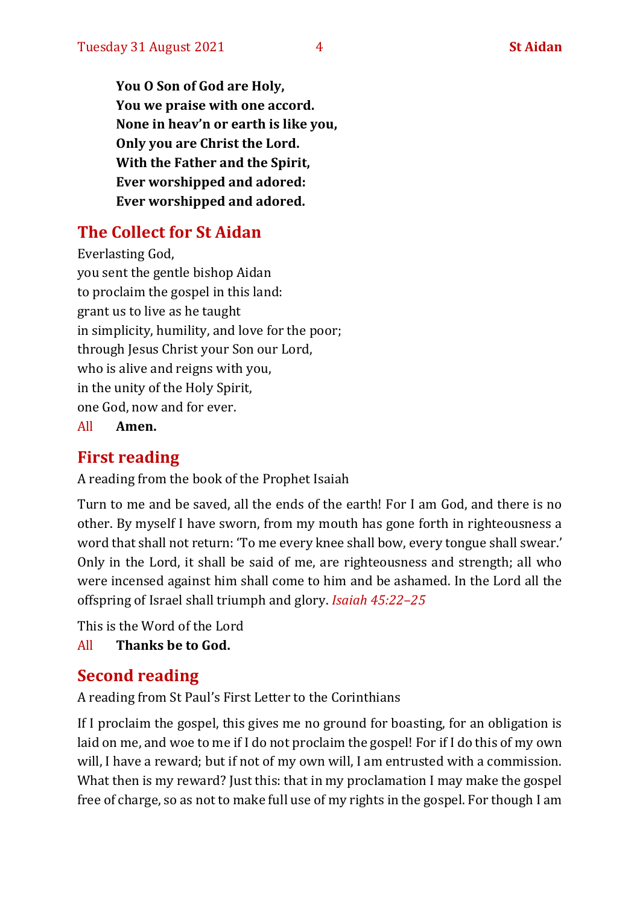**You O Son of God are Holy,**
**You we praise with one accord.**
**None in heav'n or earth is like you,**
**Only you are Christ the Lord.**
**With the Father and the Spirit,**
**Ever worshipped and adored:**
**Ever worshipped and adored.**

## The Collect for St Aidan

Everlasting God,
you sent the gentle bishop Aidan
to proclaim the gospel in this land:
grant us to live as he taught
in simplicity, humility, and love for the poor;
through Jesus Christ your Son our Lord,
who is alive and reigns with you,
in the unity of the Holy Spirit,
one God, now and for ever.

All **Amen.**

## First reading

A reading from the book of the Prophet Isaiah

Turn to me and be saved, all the ends of the earth! For I am God, and there is no other. By myself I have sworn, from my mouth has gone forth in righteousness a word that shall not return: 'To me every knee shall bow, every tongue shall swear.' Only in the Lord, it shall be said of me, are righteousness and strength; all who were incensed against him shall come to him and be ashamed. In the Lord all the offspring of Israel shall triumph and glory. *Isaiah 45:22–25*

This is the Word of the Lord

All **Thanks be to God.**

## Second reading

A reading from St Paul's First Letter to the Corinthians

If I proclaim the gospel, this gives me no ground for boasting, for an obligation is laid on me, and woe to me if I do not proclaim the gospel! For if I do this of my own will, I have a reward; but if not of my own will, I am entrusted with a commission. What then is my reward? Just this: that in my proclamation I may make the gospel free of charge, so as not to make full use of my rights in the gospel. For though I am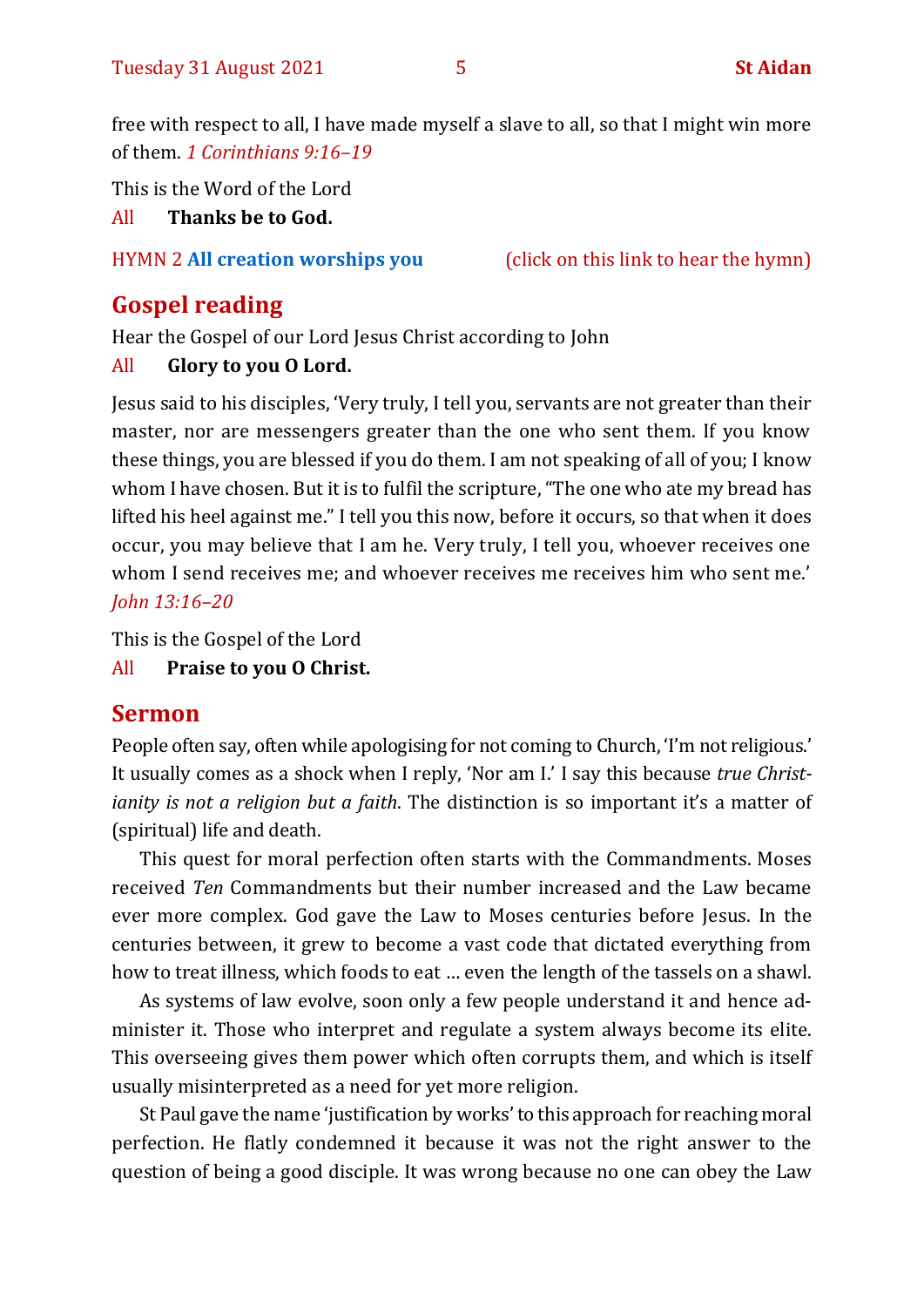free with respect to all, I have made myself a slave to all, so that I might win more of them. *1 Corinthians 9:16–19*

This is the Word of the Lord

All **Thanks be to God.**

HYMN 2 **All creation worships you** (click on this link to hear the hymn)

## Gospel reading

Hear the Gospel of our Lord Jesus Christ according to John

All **Glory to you O Lord.**

Jesus said to his disciples, 'Very truly, I tell you, servants are not greater than their master, nor are messengers greater than the one who sent them. If you know these things, you are blessed if you do them. I am not speaking of all of you; I know whom I have chosen. But it is to fulfil the scripture, "The one who ate my bread has lifted his heel against me." I tell you this now, before it occurs, so that when it does occur, you may believe that I am he. Very truly, I tell you, whoever receives one whom I send receives me; and whoever receives me receives him who sent me.' *John 13:16–20*

This is the Gospel of the Lord

All **Praise to you O Christ.**

## Sermon

People often say, often while apologising for not coming to Church, 'I'm not religious.' It usually comes as a shock when I reply, 'Nor am I.' I say this because *true Christianity is not a religion but a faith*. The distinction is so important it's a matter of (spiritual) life and death.

This quest for moral perfection often starts with the Commandments. Moses received *Ten* Commandments but their number increased and the Law became ever more complex. God gave the Law to Moses centuries before Jesus. In the centuries between, it grew to become a vast code that dictated everything from how to treat illness, which foods to eat … even the length of the tassels on a shawl.

As systems of law evolve, soon only a few people understand it and hence administer it. Those who interpret and regulate a system always become its elite. This overseeing gives them power which often corrupts them, and which is itself usually misinterpreted as a need for yet more religion.

St Paul gave the name 'justification by works' to this approach for reaching moral perfection. He flatly condemned it because it was not the right answer to the question of being a good disciple. It was wrong because no one can obey the Law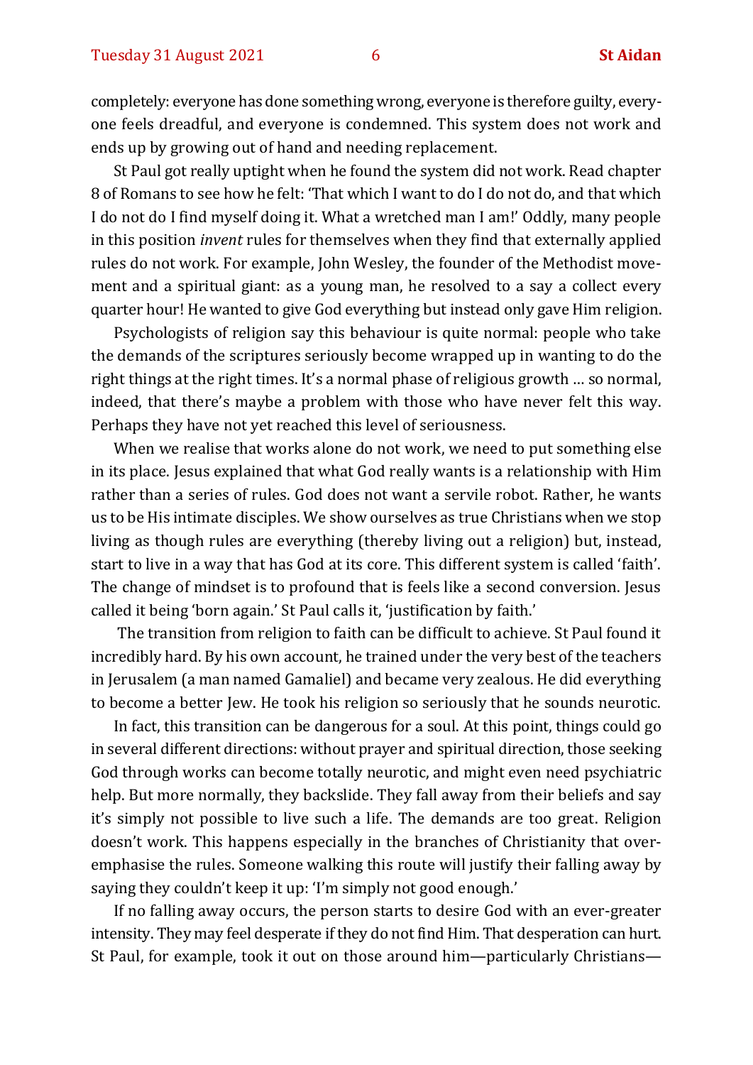completely: everyone has done something wrong, everyone is therefore guilty, everyone feels dreadful, and everyone is condemned. This system does not work and ends up by growing out of hand and needing replacement.

St Paul got really uptight when he found the system did not work. Read chapter 8 of Romans to see how he felt: 'That which I want to do I do not do, and that which I do not do I find myself doing it. What a wretched man I am!' Oddly, many people in this position *invent* rules for themselves when they find that externally applied rules do not work. For example, John Wesley, the founder of the Methodist movement and a spiritual giant: as a young man, he resolved to a say a collect every quarter hour! He wanted to give God everything but instead only gave Him religion.

Psychologists of religion say this behaviour is quite normal: people who take the demands of the scriptures seriously become wrapped up in wanting to do the right things at the right times. It's a normal phase of religious growth … so normal, indeed, that there's maybe a problem with those who have never felt this way. Perhaps they have not yet reached this level of seriousness.

When we realise that works alone do not work, we need to put something else in its place. Jesus explained that what God really wants is a relationship with Him rather than a series of rules. God does not want a servile robot. Rather, he wants us to be His intimate disciples. We show ourselves as true Christians when we stop living as though rules are everything (thereby living out a religion) but, instead, start to live in a way that has God at its core. This different system is called 'faith'. The change of mindset is to profound that is feels like a second conversion. Jesus called it being 'born again.' St Paul calls it, 'justification by faith.'

The transition from religion to faith can be difficult to achieve. St Paul found it incredibly hard. By his own account, he trained under the very best of the teachers in Jerusalem (a man named Gamaliel) and became very zealous. He did everything to become a better Jew. He took his religion so seriously that he sounds neurotic.

In fact, this transition can be dangerous for a soul. At this point, things could go in several different directions: without prayer and spiritual direction, those seeking God through works can become totally neurotic, and might even need psychiatric help. But more normally, they backslide. They fall away from their beliefs and say it's simply not possible to live such a life. The demands are too great. Religion doesn't work. This happens especially in the branches of Christianity that overemphasise the rules. Someone walking this route will justify their falling away by saying they couldn't keep it up: 'I'm simply not good enough.'

If no falling away occurs, the person starts to desire God with an ever-greater intensity. They may feel desperate if they do not find Him. That desperation can hurt. St Paul, for example, took it out on those around him—particularly Christians—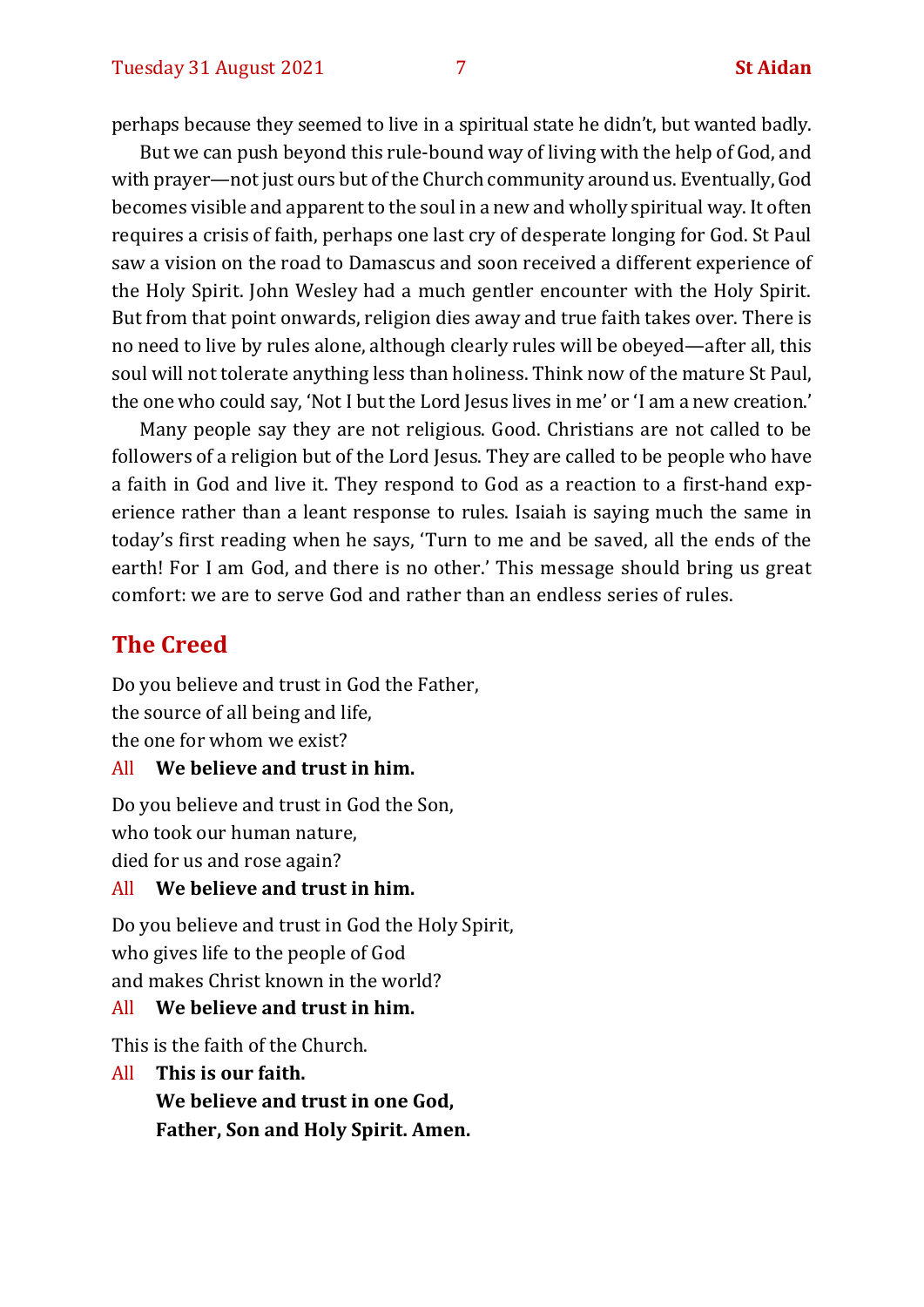perhaps because they seemed to live in a spiritual state he didn't, but wanted badly.

But we can push beyond this rule-bound way of living with the help of God, and with prayer—not just ours but of the Church community around us. Eventually, God becomes visible and apparent to the soul in a new and wholly spiritual way. It often requires a crisis of faith, perhaps one last cry of desperate longing for God. St Paul saw a vision on the road to Damascus and soon received a different experience of the Holy Spirit. John Wesley had a much gentler encounter with the Holy Spirit. But from that point onwards, religion dies away and true faith takes over. There is no need to live by rules alone, although clearly rules will be obeyed—after all, this soul will not tolerate anything less than holiness. Think now of the mature St Paul, the one who could say, 'Not I but the Lord Jesus lives in me' or 'I am a new creation.'

Many people say they are not religious. Good. Christians are not called to be followers of a religion but of the Lord Jesus. They are called to be people who have a faith in God and live it. They respond to God as a reaction to a first-hand experience rather than a leant response to rules. Isaiah is saying much the same in today's first reading when he says, 'Turn to me and be saved, all the ends of the earth! For I am God, and there is no other.' This message should bring us great comfort: we are to serve God and rather than an endless series of rules.

## The Creed

Do you believe and trust in God the Father,
the source of all being and life,
the one for whom we exist?

All **We believe and trust in him.**

Do you believe and trust in God the Son,
who took our human nature,
died for us and rose again?

All **We believe and trust in him.**

Do you believe and trust in God the Holy Spirit,
who gives life to the people of God
and makes Christ known in the world?

All **We believe and trust in him.**

This is the faith of the Church.

All **This is our faith.**
**We believe and trust in one God,**
**Father, Son and Holy Spirit. Amen.**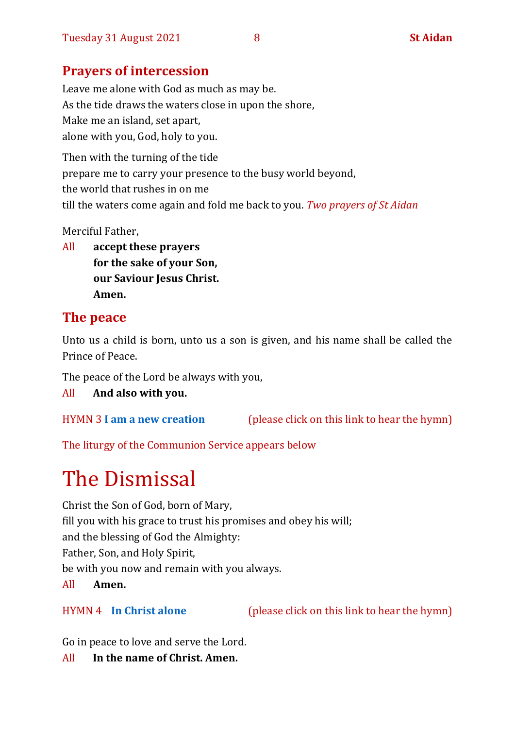## Prayers of intercession

Leave me alone with God as much as may be.
As the tide draws the waters close in upon the shore,
Make me an island, set apart,
alone with you, God, holy to you.

Then with the turning of the tide
prepare me to carry your presence to the busy world beyond,
the world that rushes in on me
till the waters come again and fold me back to you. *Two prayers of St Aidan*

Merciful Father,

All **accept these prayers**
**for the sake of your Son,**
**our Saviour Jesus Christ.**
**Amen.**

## The peace

Unto us a child is born, unto us a son is given, and his name shall be called the Prince of Peace.

The peace of the Lord be always with you,

All **And also with you.**

HYMN 3 **I am a new creation** (please click on this link to hear the hymn)

The liturgy of the Communion Service appears below

# The Dismissal

Christ the Son of God, born of Mary,
fill you with his grace to trust his promises and obey his will;
and the blessing of God the Almighty:
Father, Son, and Holy Spirit,
be with you now and remain with you always.

All **Amen.**

HYMN 4 **In Christ alone** (please click on this link to hear the hymn)

Go in peace to love and serve the Lord.

All **In the name of Christ. Amen.**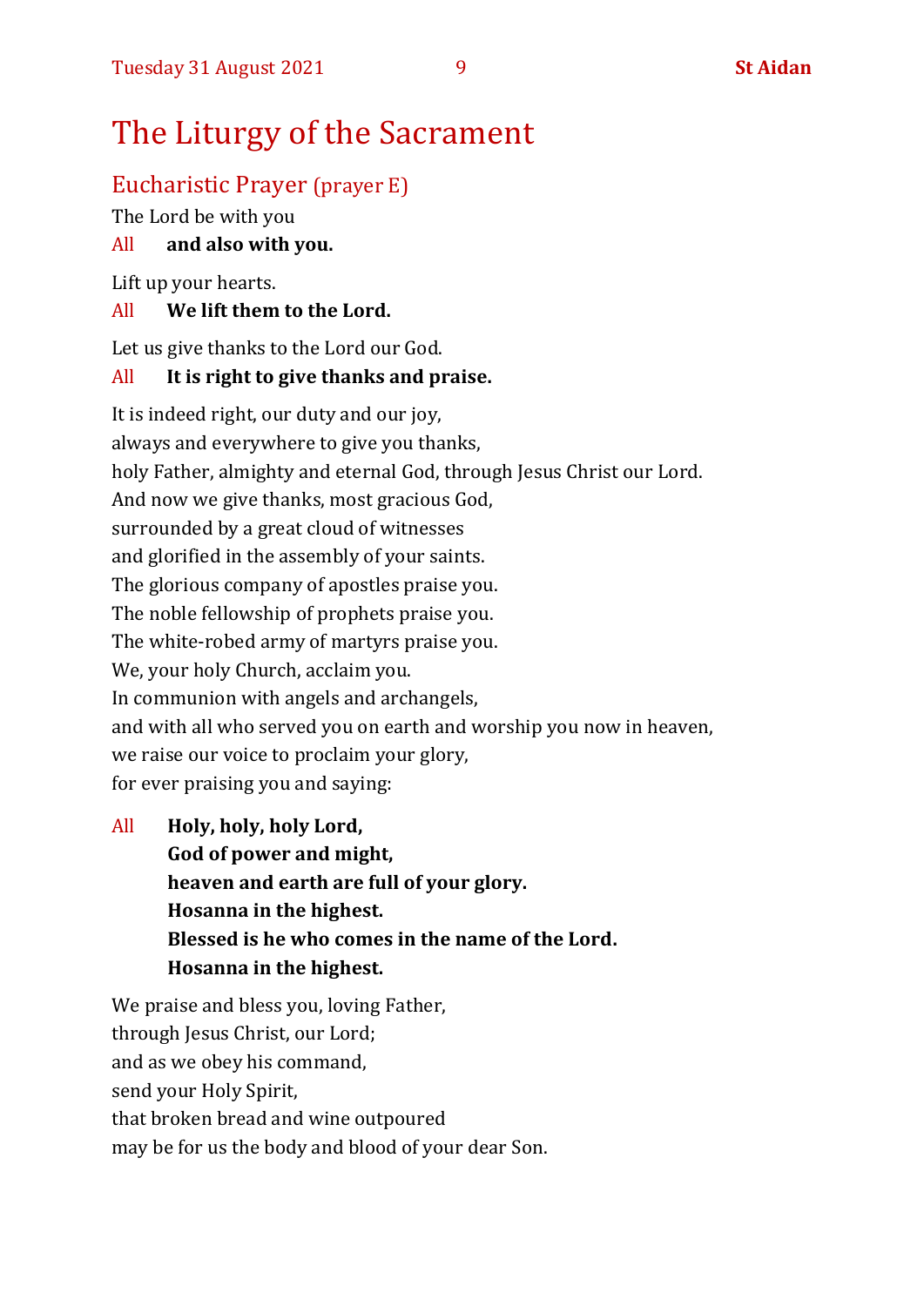# The Liturgy of the Sacrament

## Eucharistic Prayer (prayer E)

The Lord be with you

All **and also with you.**

Lift up your hearts.

All **We lift them to the Lord.**

Let us give thanks to the Lord our God.

All **It is right to give thanks and praise.**

It is indeed right, our duty and our joy,
always and everywhere to give you thanks,
holy Father, almighty and eternal God, through Jesus Christ our Lord.
And now we give thanks, most gracious God,
surrounded by a great cloud of witnesses
and glorified in the assembly of your saints.
The glorious company of apostles praise you.
The noble fellowship of prophets praise you.
The white-robed army of martyrs praise you.
We, your holy Church, acclaim you.
In communion with angels and archangels,
and with all who served you on earth and worship you now in heaven,
we raise our voice to proclaim your glory,
for ever praising you and saying:

All **Holy, holy, holy Lord,**
**God of power and might,**
**heaven and earth are full of your glory.**
**Hosanna in the highest.**
**Blessed is he who comes in the name of the Lord.**
**Hosanna in the highest.**

We praise and bless you, loving Father,
through Jesus Christ, our Lord;
and as we obey his command,
send your Holy Spirit,
that broken bread and wine outpoured
may be for us the body and blood of your dear Son.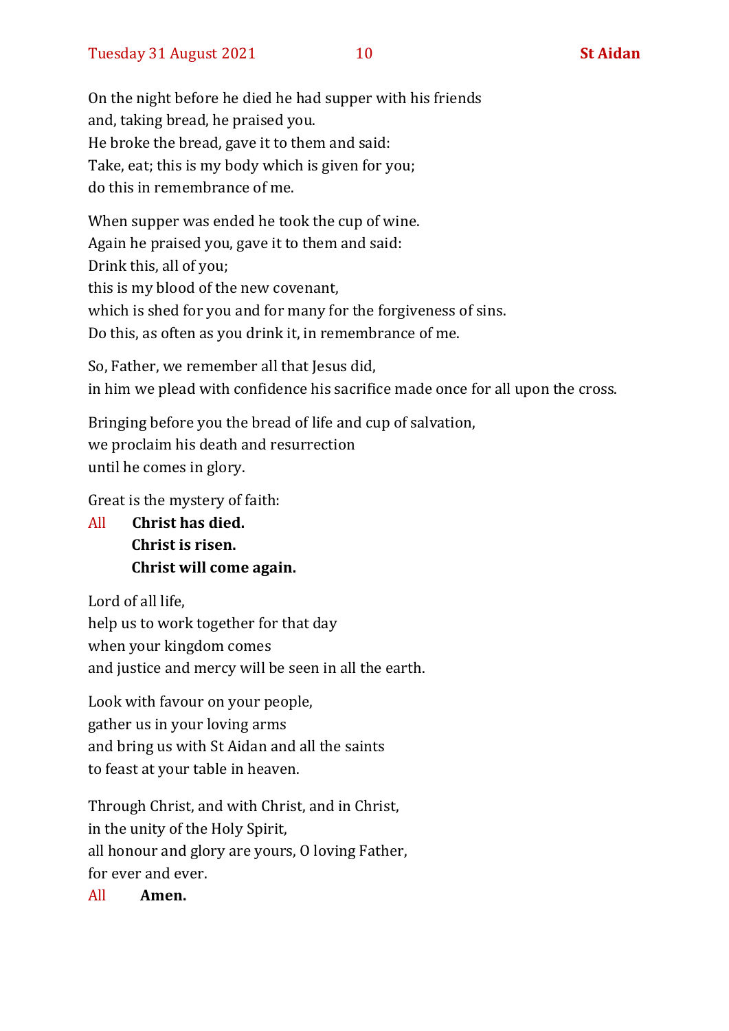On the night before he died he had supper with his friends
and, taking bread, he praised you.
He broke the bread, gave it to them and said:
Take, eat; this is my body which is given for you;
do this in remembrance of me.

When supper was ended he took the cup of wine.
Again he praised you, gave it to them and said:
Drink this, all of you;
this is my blood of the new covenant,
which is shed for you and for many for the forgiveness of sins.
Do this, as often as you drink it, in remembrance of me.

So, Father, we remember all that Jesus did,
in him we plead with confidence his sacrifice made once for all upon the cross.

Bringing before you the bread of life and cup of salvation,
we proclaim his death and resurrection
until he comes in glory.

Great is the mystery of faith:

All **Christ has died.**
**Christ is risen.**
**Christ will come again.**

Lord of all life,
help us to work together for that day
when your kingdom comes
and justice and mercy will be seen in all the earth.

Look with favour on your people,
gather us in your loving arms
and bring us with St Aidan and all the saints
to feast at your table in heaven.

Through Christ, and with Christ, and in Christ,
in the unity of the Holy Spirit,
all honour and glory are yours, O loving Father,
for ever and ever.

All **Amen.**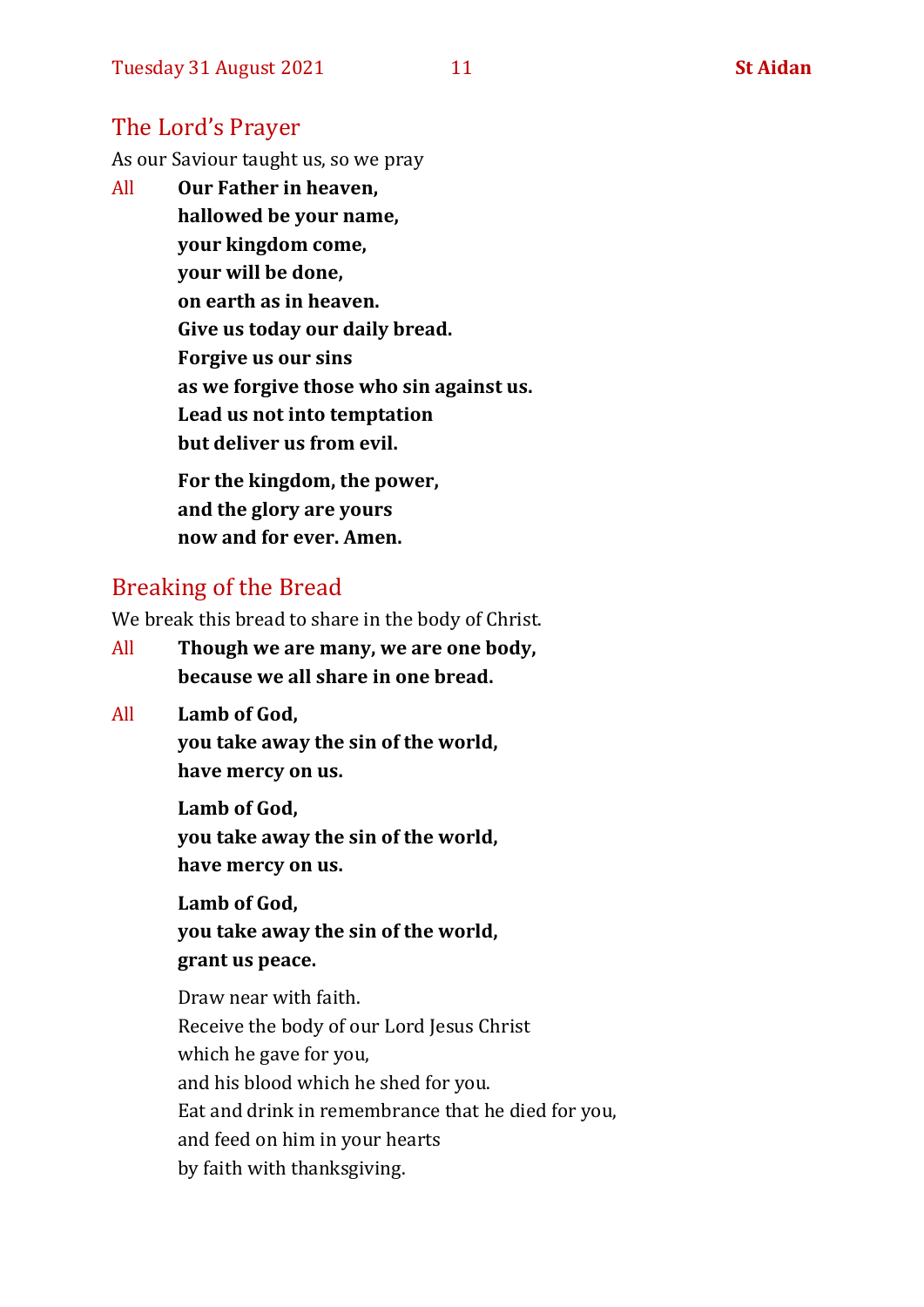## The Lord's Prayer

As our Saviour taught us, so we pray

All **Our Father in heaven,**
**hallowed be your name,**
**your kingdom come,**
**your will be done,**
**on earth as in heaven.**
**Give us today our daily bread.**
**Forgive us our sins**
**as we forgive those who sin against us.**
**Lead us not into temptation**
**but deliver us from evil.**

**For the kingdom, the power,**
**and the glory are yours**
**now and for ever. Amen.**

## Breaking of the Bread

We break this bread to share in the body of Christ.

All **Though we are many, we are one body,**
**because we all share in one bread.**

All **Lamb of God,**
**you take away the sin of the world,**
**have mercy on us.**

**Lamb of God,**
**you take away the sin of the world,**
**have mercy on us.**

**Lamb of God,**
**you take away the sin of the world,**
**grant us peace.**

Draw near with faith.
Receive the body of our Lord Jesus Christ
which he gave for you,
and his blood which he shed for you.
Eat and drink in remembrance that he died for you,
and feed on him in your hearts
by faith with thanksgiving.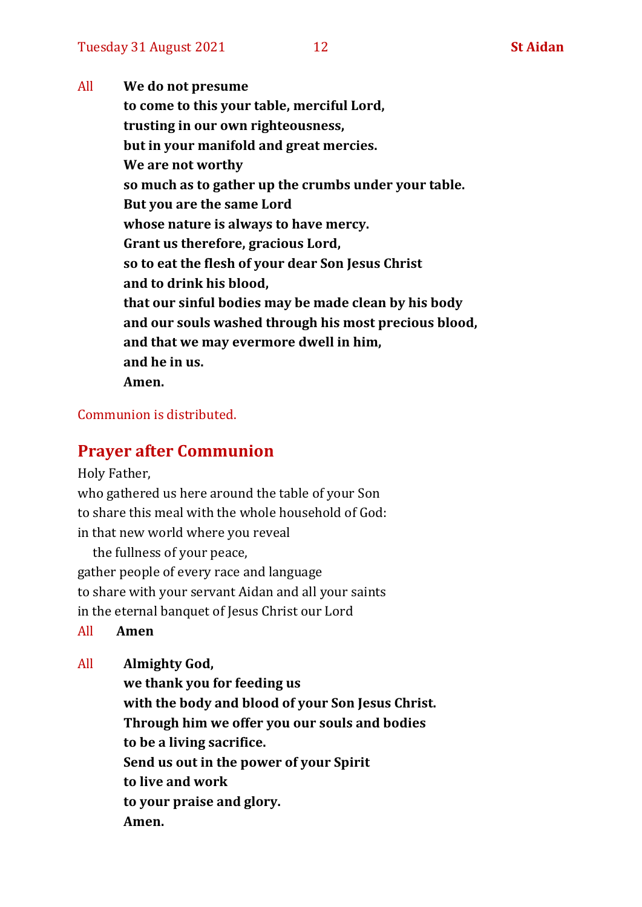All **We do not presume**
**to come to this your table, merciful Lord,**
**trusting in our own righteousness,**
**but in your manifold and great mercies.**
**We are not worthy**
**so much as to gather up the crumbs under your table.**
**But you are the same Lord**
**whose nature is always to have mercy.**
**Grant us therefore, gracious Lord,**
**so to eat the flesh of your dear Son Jesus Christ**
**and to drink his blood,**
**that our sinful bodies may be made clean by his body**
**and our souls washed through his most precious blood,**
**and that we may evermore dwell in him,**
**and he in us.**
**Amen.**

Communion is distributed.

## Prayer after Communion

Holy Father,
who gathered us here around the table of your Son
to share this meal with the whole household of God:
in that new world where you reveal
the fullness of your peace,
gather people of every race and language
to share with your servant Aidan and all your saints
in the eternal banquet of Jesus Christ our Lord

All **Amen**

All **Almighty God,**
**we thank you for feeding us**
**with the body and blood of your Son Jesus Christ.**
**Through him we offer you our souls and bodies**
**to be a living sacrifice.**
**Send us out in the power of your Spirit**
**to live and work**
**to your praise and glory.**
**Amen.**